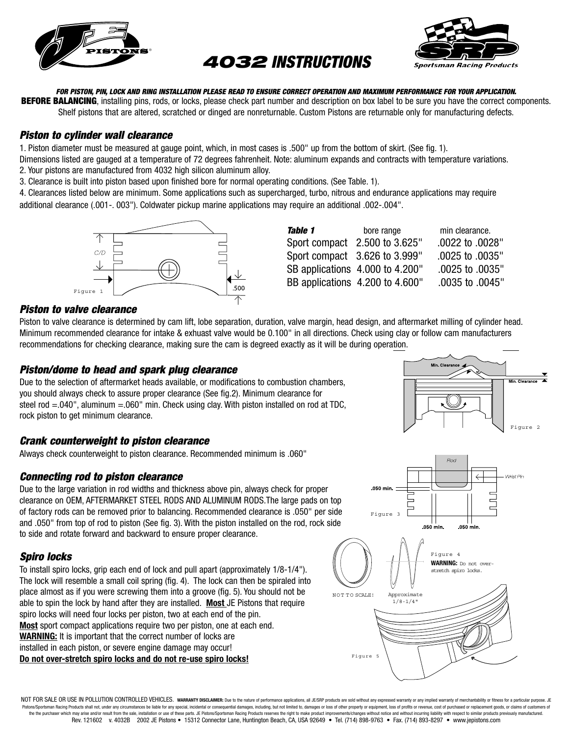# 4032 INSTRUCTIONS

***FOR PISTON, PIN, LOCK AND RING INSTALLATION PLEASE READ TO ENSURE CORRECT OPERATION AND MAXIMUM PERFORMANCE FOR YOUR APPLICATION.***

**BEFORE BALANCING**, installing pins, rods, or locks, please check part number and description on box label to be sure you have the correct components. Shelf pistons that are altered, scratched or dinged are nonreturnable. Custom Pistons are returnable only for manufacturing defects.

## *Piston to cylinder wall clearance*

1. Piston diameter must be measured at gauge point, which, in most cases is .500" up from the bottom of skirt. (See fig. 1).
Dimensions listed are gauged at a temperature of 72 degrees fahrenheit. Note: aluminum expands and contracts with temperature variations.
2. Your pistons are manufactured from 4032 high silicon aluminum alloy.
3. Clearance is built into piston based upon finished bore for normal operating conditions. (See Table. 1).
4. Clearances listed below are minimum. Some applications such as supercharged, turbo, nitrous and endurance applications may require additional clearance (.001-. 003"). Coldwater pickup marine applications may require an additional .002-.004".

Figure 1

| *Table 1* | bore range | min clearance. |
|---|---|---|
| Sport compact | 2.500 to 3.625" | .0022 to .0028" |
| Sport compact | 3.626 to 3.999" | .0025 to .0035" |
| SB applications | 4.000 to 4.200" | .0025 to .0035" |
| BB applications | 4.200 to 4.600" | .0035 to .0045" |

## *Piston to valve clearance*

Piston to valve clearance is determined by cam lift, lobe separation, duration, valve margin, head design, and aftermarket milling of cylinder head. Minimum recommended clearance for intake & exhaust valve would be 0.100" in all directions. Check using clay or follow cam manufacturers recommendations for checking clearance, making sure the cam is degreed exactly as it will be during operation.

## *Piston/dome to head and spark plug clearance*

Due to the selection of aftermarket heads available, or modifications to combustion chambers, you should always check to assure proper clearance (See fig.2). Minimum clearance for steel rod =.040", aluminum =.060" min. Check using clay. With piston installed on rod at TDC, rock piston to get minimum clearance.

Figure 2

## *Crank counterweight to piston clearance*

Always check counterweight to piston clearance. Recommended minimum is .060"

## *Connecting rod to piston clearance*

Due to the large variation in rod widths and thickness above pin, always check for proper clearance on OEM, AFTERMARKET STEEL RODS AND ALUMINUM RODS.The large pads on top of factory rods can be removed prior to balancing. Recommended clearance is .050" per side and .050" from top of rod to piston (See fig. 3). With the piston installed on the rod, rock side to side and rotate forward and backward to ensure proper clearance.

Figure 3

## *Spiro locks*

To install spiro locks, grip each end of lock and pull apart (approximately 1/8-1/4"). The lock will resemble a small coil spring (fig. 4). The lock can then be spiraled into place almost as if you were screwing them into a groove (fig. 5). You should not be able to spin the lock by hand after they are installed. **Most** JE Pistons that require spiro locks will need four locks per piston, two at each end of the pin.
**Most** sport compact applications require two per piston, one at each end.
**WARNING:** It is important that the correct number of locks are installed in each piston, or severe engine damage may occur!
**Do not over-stretch spiro locks and do not re-use spiro locks!**

Figure 4
**WARNING:** Do not over-stretch spiro locks.

Figure 5

NOT FOR SALE OR USE IN POLLUTION CONTROLLED VEHICLES. **WARRANTY DISCLAIMER:** Due to the nature of performance applications, all JE/SRP products are sold without any expressed warranty or any implied warranty of merchantability or fitness for a particular purpose. JE Pistons/Sportsman Racing Products shall not, under any circumstances be liable for any special, incidental or consequential damages, including, but not limited to, damages or loss of other property or equipment, loss of profits or revenue, cost of purchased or replacement goods, or claims of customers of the the purchaser which may arise and/or result from the sale, installation or use of these parts. JE Pistons/Sportsman Racing Products reserves the right to make product improvements/changes without notice and without incurring liability with respect to similar products previously manufactured.
Rev. 121602 v. 4032B 2002 JE Pistons • 15312 Connector Lane, Huntington Beach, CA, USA 92649 • Tel. (714) 898-9763 • Fax. (714) 893-8297 • www.jepistons.com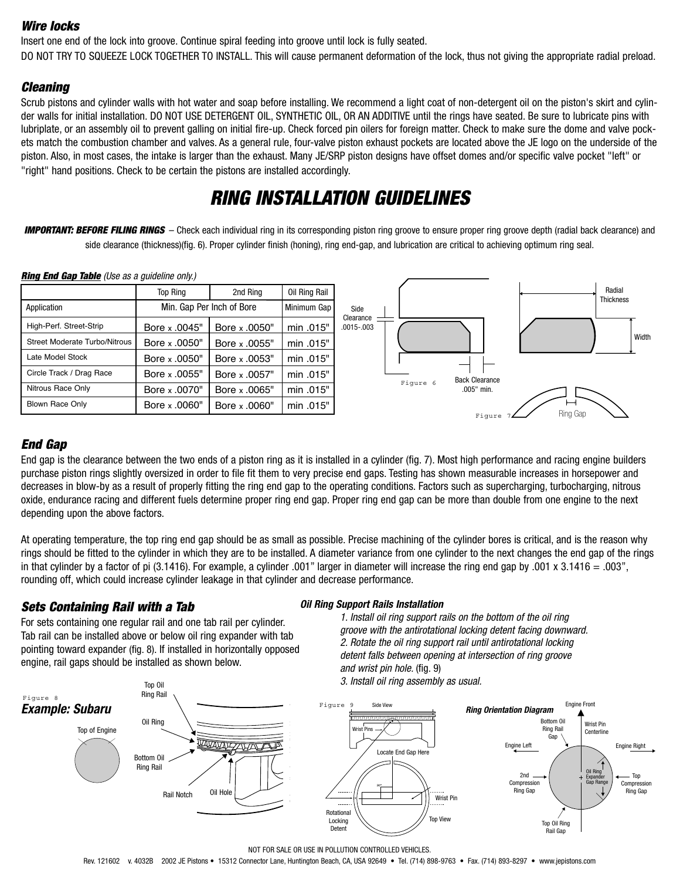### *Wire locks*

Insert one end of the lock into groove. Continue spiral feeding into groove until lock is fully seated.

DO NOT TRY TO SQUEEZE LOCK TOGETHER TO INSTALL. This will cause permanent deformation of the lock, thus not giving the appropriate radial preload.

### *Cleaning*

Scrub pistons and cylinder walls with hot water and soap before installing. We recommend a light coat of non-detergent oil on the piston's skirt and cylinder walls for initial installation. DO NOT USE DETERGENT OIL, SYNTHETIC OIL, OR AN ADDITIVE until the rings have seated. Be sure to lubricate pins with lubriplate, or an assembly oil to prevent galling on initial fire-up. Check forced pin oilers for foreign matter. Check to make sure the dome and valve pockets match the combustion chamber and valves. As a general rule, four-valve piston exhaust pockets are located above the JE logo on the underside of the piston. Also, in most cases, the intake is larger than the exhaust. Many JE/SRP piston designs have offset domes and/or specific valve pocket "left" or "right" hand positions. Check to be certain the pistons are installed accordingly.

# *RING INSTALLATION GUIDELINES*

***IMPORTANT: BEFORE FILING RINGS*** – Check each individual ring in its corresponding piston ring groove to ensure proper ring groove depth (radial back clearance) and side clearance (thickness)(fig. 6). Proper cylinder finish (honing), ring end-gap, and lubrication are critical to achieving optimum ring seal.

***Ring End Gap Table*** *(Use as a guideline only.)*

| | Top Ring | 2nd Ring | Oil Ring Rail |
|---|---|---|---|
| Application | Min. Gap Per Inch of Bore | | Minimum Gap |
| High-Perf. Street-Strip | Bore x .0045" | Bore x .0050" | min .015" |
| Street Moderate Turbo/Nitrous | Bore x .0050" | Bore x .0055" | min .015" |
| Late Model Stock | Bore x .0050" | Bore x .0053" | min .015" |
| Circle Track / Drag Race | Bore x .0055" | Bore x .0057" | min .015" |
| Nitrous Race Only | Bore x .0070" | Bore x .0065" | min .015" |
| Blown Race Only | Bore x .0060" | Bore x .0060" | min .015" |

Side Clearance .0015-.003

Back Clearance .005" min.

Radial Thickness

Width

Figure 6

Ring Gap

Figure 7

### *End Gap*

End gap is the clearance between the two ends of a piston ring as it is installed in a cylinder (fig. 7). Most high performance and racing engine builders purchase piston rings slightly oversized in order to file fit them to very precise end gaps. Testing has shown measurable increases in horsepower and decreases in blow-by as a result of properly fitting the ring end gap to the operating conditions. Factors such as supercharging, turbocharging, nitrous oxide, endurance racing and different fuels determine proper ring end gap. Proper ring end gap can be more than double from one engine to the next depending upon the above factors.

At operating temperature, the top ring end gap should be as small as possible. Precise machining of the cylinder bores is critical, and is the reason why rings should be fitted to the cylinder in which they are to be installed. A diameter variance from one cylinder to the next changes the end gap of the rings in that cylinder by a factor of pi (3.1416). For example, a cylinder .001" larger in diameter will increase the ring end gap by .001 x 3.1416 = .003", rounding off, which could increase cylinder leakage in that cylinder and decrease performance.

### *Sets Containing Rail with a Tab*

For sets containing one regular rail and one tab rail per cylinder. Tab rail can be installed above or below oil ring expander with tab pointing toward expander (fig. 8). If installed in horizontally opposed engine, rail gaps should be installed as shown below.

Figure 8

***Example: Subaru***

Top of Engine

Top Oil Ring Rail

Oil Ring

Bottom Oil Ring Rail

Rail Notch

Oil Hole

#### *Oil Ring Support Rails Installation*

*1. Install oil ring support rails on the bottom of the oil ring groove with the antirotational locking detent facing downward.*
*2. Rotate the oil ring support rail until antirotational locking detent falls between opening at intersection of ring groove and wrist pin hole.* (fig. 9)
*3. Install oil ring assembly as usual.*

Figure 9

Side View

Wrist Pins

Locate End Gap Here

Wrist Pin

Rotational Locking Detent

Top View

***Ring Orientation Diagram***

Engine Front

Bottom Oil Ring Rail Gap

Wrist Pin Centerline

Engine Left

Engine Right

2nd Compression Ring Gap

Oil Ring Expander Gap Range

Top Compression Ring Gap

Top Oil Ring Rail Gap

NOT FOR SALE OR USE IN POLLUTION CONTROLLED VEHICLES.

Rev. 121602 v. 4032B 2002 JE Pistons • 15312 Connector Lane, Huntington Beach, CA, USA 92649 • Tel. (714) 898-9763 • Fax. (714) 893-8297 • www.jepistons.com